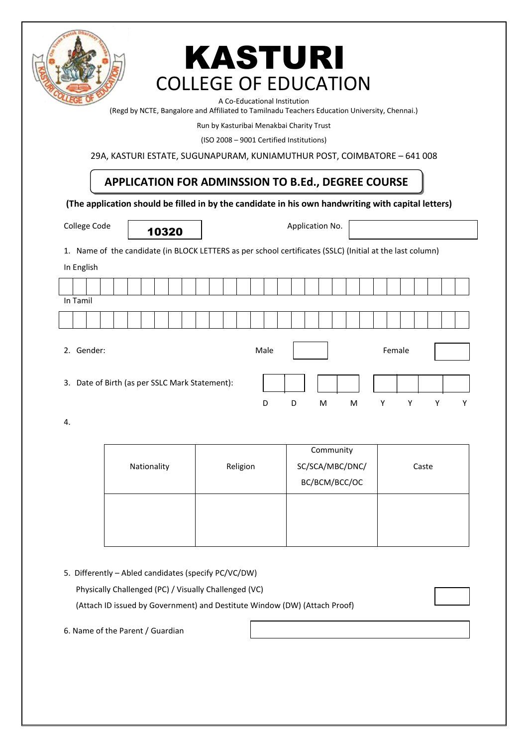# KASTURI
## COLLEGE OF EDUCATION

A Co-Educational Institution

(Regd by NCTE, Bangalore and Affiliated to Tamilnadu Teachers Education University, Chennai.)

Run by Kasturibai Menakbai Charity Trust

(ISO 2008 – 9001 Certified Institutions)

29A, KASTURI ESTATE, SUGUNAPURAM, KUNIAMUTHUR POST, COIMBATORE – 641 008

## APPLICATION FOR ADMINSSION TO B.Ed., DEGREE COURSE

**(The application should be filled in by the candidate in his own handwriting with capital letters)**

College Code **10320** Application No.

1. Name of the candidate (in BLOCK LETTERS as per school certificates (SSLC) (Initial at the last column)

In English

In Tamil

2. Gender: Male Female

3. Date of Birth (as per SSLC Mark Statement): D D M M Y Y Y Y

4.

| Nationality | Religion | Community SC/SCA/MBC/DNC/ BC/BCM/BCC/OC | Caste |
|---|---|---|---|
| | | | |

5. Differently – Abled candidates (specify PC/VC/DW)
   Physically Challenged (PC) / Visually Challenged (VC)
   (Attach ID issued by Government) and Destitute Window (DW) (Attach Proof)

6. Name of the Parent / Guardian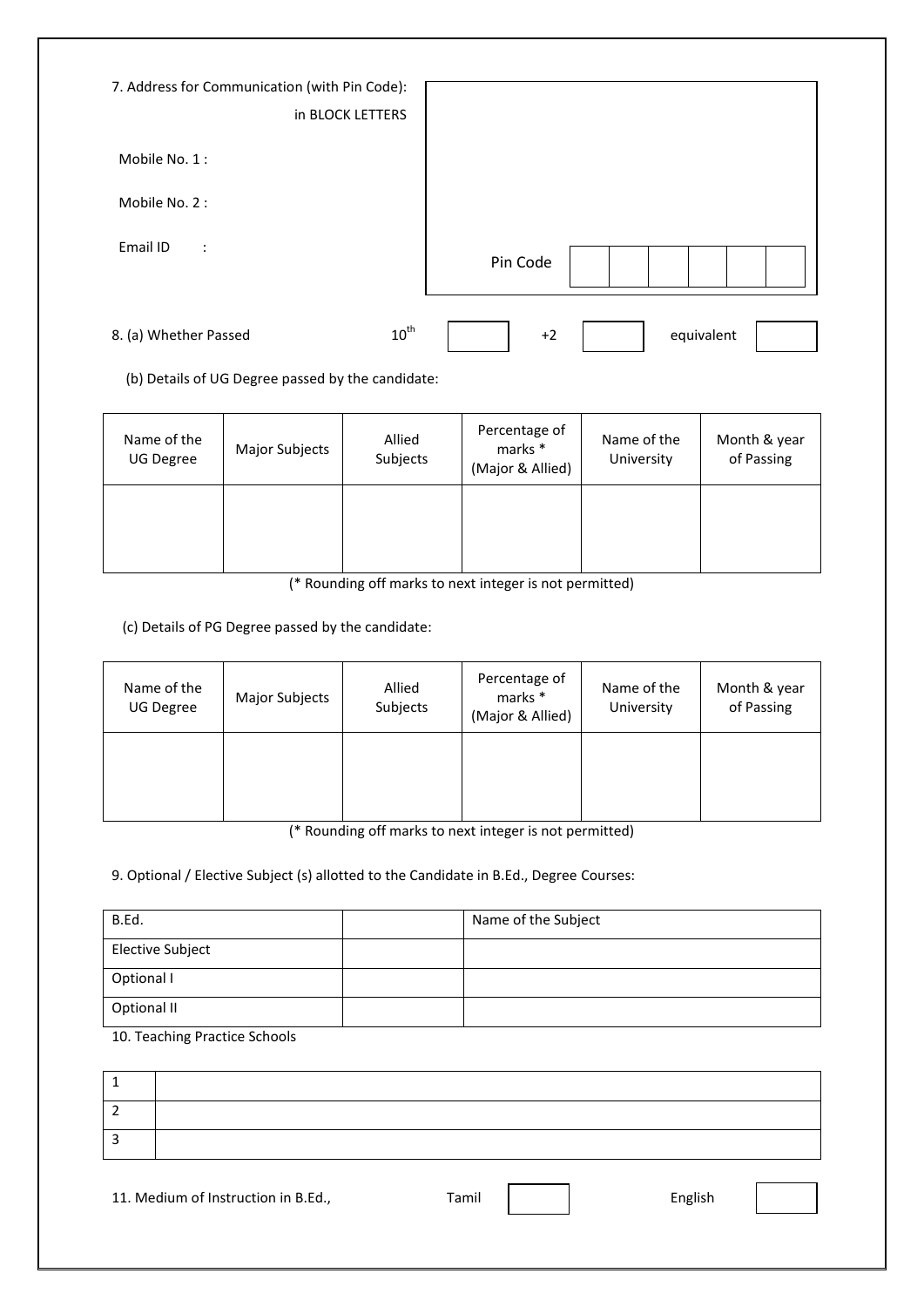7. Address for Communication (with Pin Code): in BLOCK LETTERS

Mobile No. 1 :

Mobile No. 2 :

Email ID :

Pin Code

8. (a) Whether Passed 10th [ ] +2 [ ] equivalent [ ]

(b) Details of UG Degree passed by the candidate:

| Name of the UG Degree | Major Subjects | Allied Subjects | Percentage of marks * (Major & Allied) | Name of the University | Month & year of Passing |
|---|---|---|---|---|---|
| | | | | | |

(* Rounding off marks to next integer is not permitted)

(c) Details of PG Degree passed by the candidate:

| Name of the UG Degree | Major Subjects | Allied Subjects | Percentage of marks * (Major & Allied) | Name of the University | Month & year of Passing |
|---|---|---|---|---|---|
| | | | | | |

(* Rounding off marks to next integer is not permitted)

9. Optional / Elective Subject (s) allotted to the Candidate in B.Ed., Degree Courses:

| B.Ed. | | Name of the Subject |
|---|---|---|
| Elective Subject | | |
| Optional I | | |
| Optional II | | |

10. Teaching Practice Schools

| | |
|---|---|
| 1 | |
| 2 | |
| 3 | |

11. Medium of Instruction in B.Ed., Tamil [ ] English [ ]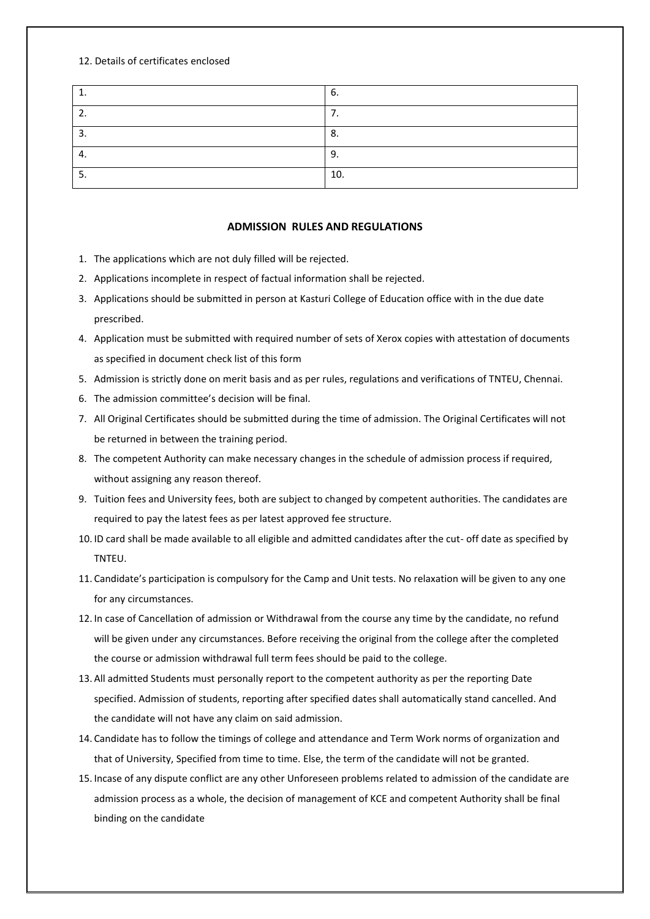12. Details of certificates enclosed

| 1. | 6. |
|---|---|
| 2. | 7. |
| 3. | 8. |
| 4. | 9. |
| 5. | 10. |

## ADMISSION RULES AND REGULATIONS

1. The applications which are not duly filled will be rejected.
2. Applications incomplete in respect of factual information shall be rejected.
3. Applications should be submitted in person at Kasturi College of Education office with in the due date prescribed.
4. Application must be submitted with required number of sets of Xerox copies with attestation of documents as specified in document check list of this form
5. Admission is strictly done on merit basis and as per rules, regulations and verifications of TNTEU, Chennai.
6. The admission committee's decision will be final.
7. All Original Certificates should be submitted during the time of admission. The Original Certificates will not be returned in between the training period.
8. The competent Authority can make necessary changes in the schedule of admission process if required, without assigning any reason thereof.
9. Tuition fees and University fees, both are subject to changed by competent authorities. The candidates are required to pay the latest fees as per latest approved fee structure.
10. ID card shall be made available to all eligible and admitted candidates after the cut- off date as specified by TNTEU.
11. Candidate's participation is compulsory for the Camp and Unit tests. No relaxation will be given to any one for any circumstances.
12. In case of Cancellation of admission or Withdrawal from the course any time by the candidate, no refund will be given under any circumstances. Before receiving the original from the college after the completed the course or admission withdrawal full term fees should be paid to the college.
13. All admitted Students must personally report to the competent authority as per the reporting Date specified. Admission of students, reporting after specified dates shall automatically stand cancelled. And the candidate will not have any claim on said admission.
14. Candidate has to follow the timings of college and attendance and Term Work norms of organization and that of University, Specified from time to time. Else, the term of the candidate will not be granted.
15. Incase of any dispute conflict are any other Unforeseen problems related to admission of the candidate are admission process as a whole, the decision of management of KCE and competent Authority shall be final binding on the candidate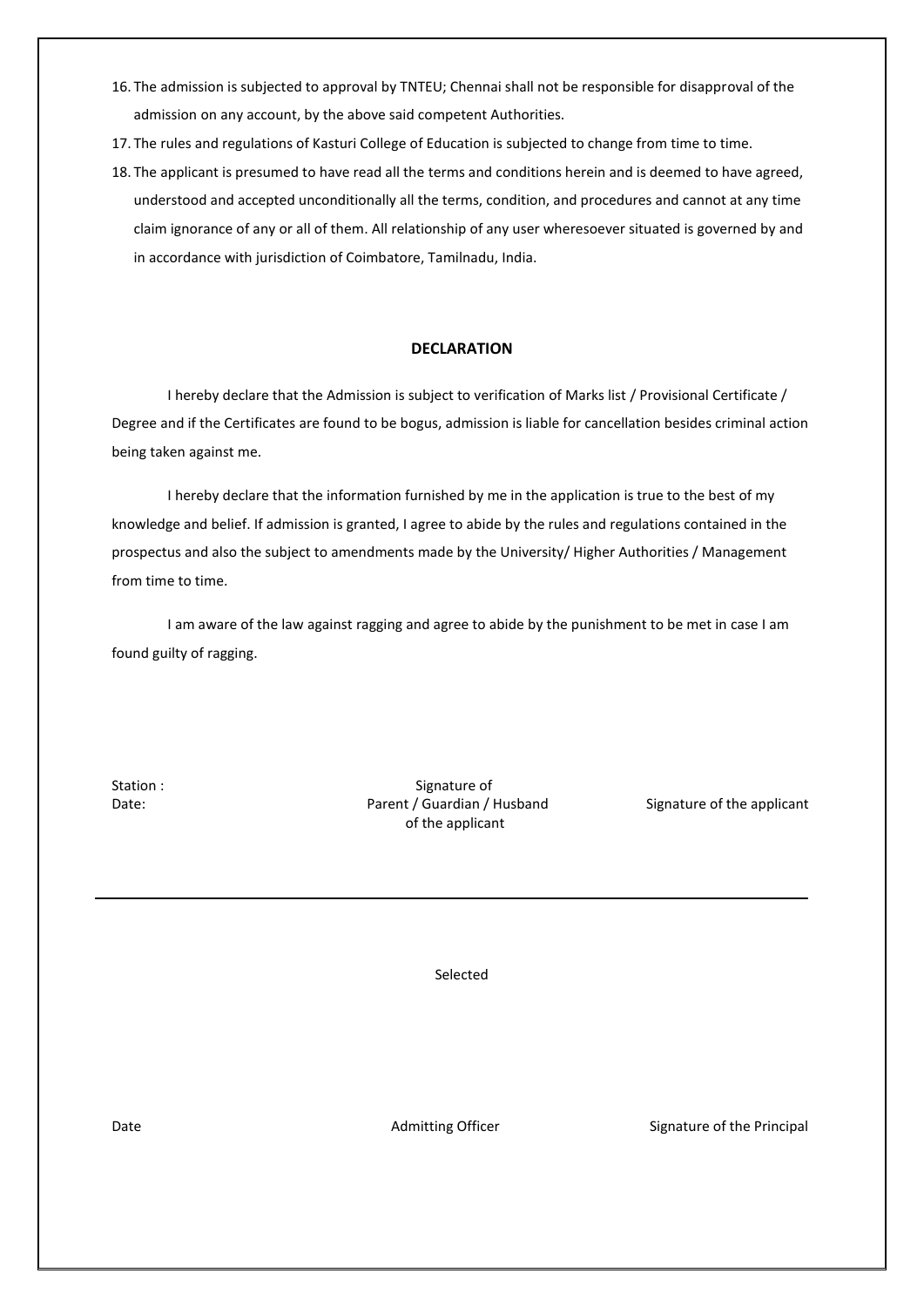16. The admission is subjected to approval by TNTEU; Chennai shall not be responsible for disapproval of the admission on any account, by the above said competent Authorities.
17. The rules and regulations of Kasturi College of Education is subjected to change from time to time.
18. The applicant is presumed to have read all the terms and conditions herein and is deemed to have agreed, understood and accepted unconditionally all the terms, condition, and procedures and cannot at any time claim ignorance of any or all of them. All relationship of any user wheresoever situated is governed by and in accordance with jurisdiction of Coimbatore, Tamilnadu, India.

## DECLARATION

I hereby declare that the Admission is subject to verification of Marks list / Provisional Certificate / Degree and if the Certificates are found to be bogus, admission is liable for cancellation besides criminal action being taken against me.

I hereby declare that the information furnished by me in the application is true to the best of my knowledge and belief. If admission is granted, I agree to abide by the rules and regulations contained in the prospectus and also the subject to amendments made by the University/ Higher Authorities / Management from time to time.

I am aware of the law against ragging and agree to abide by the punishment to be met in case I am found guilty of ragging.

Station :

Date:

Signature of Parent / Guardian / Husband of the applicant

Signature of the applicant

---

Selected

Date

Admitting Officer

Signature of the Principal